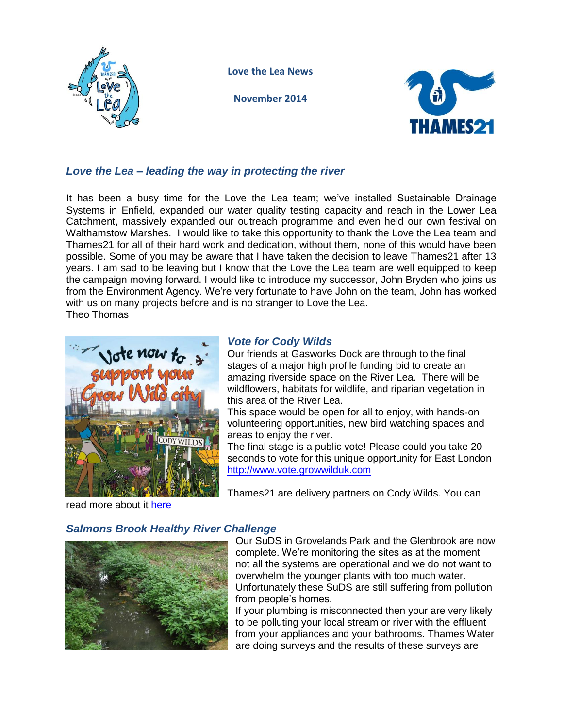**Love the Lea News**

**November 2014**

## *Love the Lea – leading the way in protecting the river*

It has been a busy time for the Love the Lea team; we've installed Sustainable Drainage Systems in Enfield, expanded our water quality testing capacity and reach in the Lower Lea Catchment, massively expanded our outreach programme and even held our own festival on Walthamstow Marshes. I would like to take this opportunity to thank the Love the Lea team and Thames21 for all of their hard work and dedication, without them, none of this would have been possible. Some of you may be aware that I have taken the decision to leave Thames21 after 13 years. I am sad to be leaving but I know that the Love the Lea team are well equipped to keep the campaign moving forward. I would like to introduce my successor, John Bryden who joins us from the Environment Agency. We're very fortunate to have John on the team, John has worked with us on many projects before and is no stranger to Love the Lea.
Theo Thomas

## *Vote for Cody Wilds*

Our friends at Gasworks Dock are through to the final stages of a major high profile funding bid to create an amazing riverside space on the River Lea. There will be wildflowers, habitats for wildlife, and riparian vegetation in this area of the River Lea.
This space would be open for all to enjoy, with hands-on volunteering opportunities, new bird watching spaces and areas to enjoy the river.
The final stage is a public vote! Please could you take 20 seconds to vote for this unique opportunity for East London [http://www.vote.growwilduk.com](http://www.vote.growwilduk.com)

Thames21 are delivery partners on Cody Wilds. You can read more about it [here]()

## *Salmons Brook Healthy River Challenge*

Our SuDS in Grovelands Park and the Glenbrook are now complete. We're monitoring the sites as at the moment not all the systems are operational and we do not want to overwhelm the younger plants with too much water. Unfortunately these SuDS are still suffering from pollution from people's homes.
If your plumbing is misconnected then your are very likely to be polluting your local stream or river with the effluent from your appliances and your bathrooms. Thames Water are doing surveys and the results of these surveys are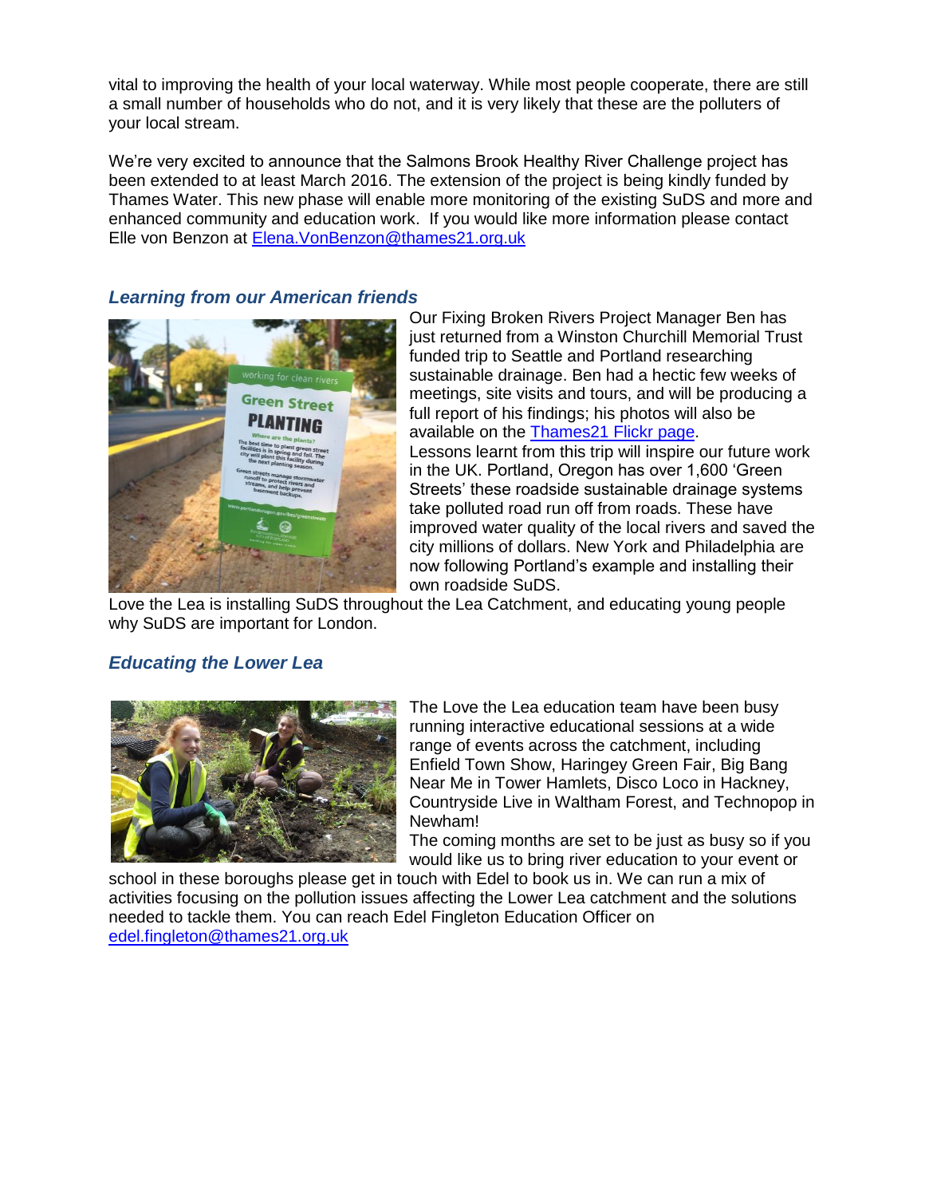vital to improving the health of your local waterway. While most people cooperate, there are still a small number of households who do not, and it is very likely that these are the polluters of your local stream.

We're very excited to announce that the Salmons Brook Healthy River Challenge project has been extended to at least March 2016. The extension of the project is being kindly funded by Thames Water. This new phase will enable more monitoring of the existing SuDS and more and enhanced community and education work.  If you would like more information please contact Elle von Benzon at [Elena.VonBenzon@thames21.org.uk](mailto:Elena.VonBenzon@thames21.org.uk)

### *Learning from our American friends*

Our Fixing Broken Rivers Project Manager Ben has just returned from a Winston Churchill Memorial Trust funded trip to Seattle and Portland researching sustainable drainage. Ben had a hectic few weeks of meetings, site visits and tours, and will be producing a full report of his findings; his photos will also be available on the Thames21 Flickr page.

Lessons learnt from this trip will inspire our future work in the UK. Portland, Oregon has over 1,600 'Green Streets' these roadside sustainable drainage systems take polluted road run off from roads. These have improved water quality of the local rivers and saved the city millions of dollars. New York and Philadelphia are now following Portland's example and installing their own roadside SuDS.

Love the Lea is installing SuDS throughout the Lea Catchment, and educating young people why SuDS are important for London.

### *Educating the Lower Lea*

The Love the Lea education team have been busy running interactive educational sessions at a wide range of events across the catchment, including Enfield Town Show, Haringey Green Fair, Big Bang Near Me in Tower Hamlets, Disco Loco in Hackney, Countryside Live in Waltham Forest, and Technopop in Newham!

The coming months are set to be just as busy so if you would like us to bring river education to your event or school in these boroughs please get in touch with Edel to book us in. We can run a mix of activities focusing on the pollution issues affecting the Lower Lea catchment and the solutions needed to tackle them. You can reach Edel Fingleton Education Officer on [edel.fingleton@thames21.org.uk](mailto:edel.fingleton@thames21.org.uk)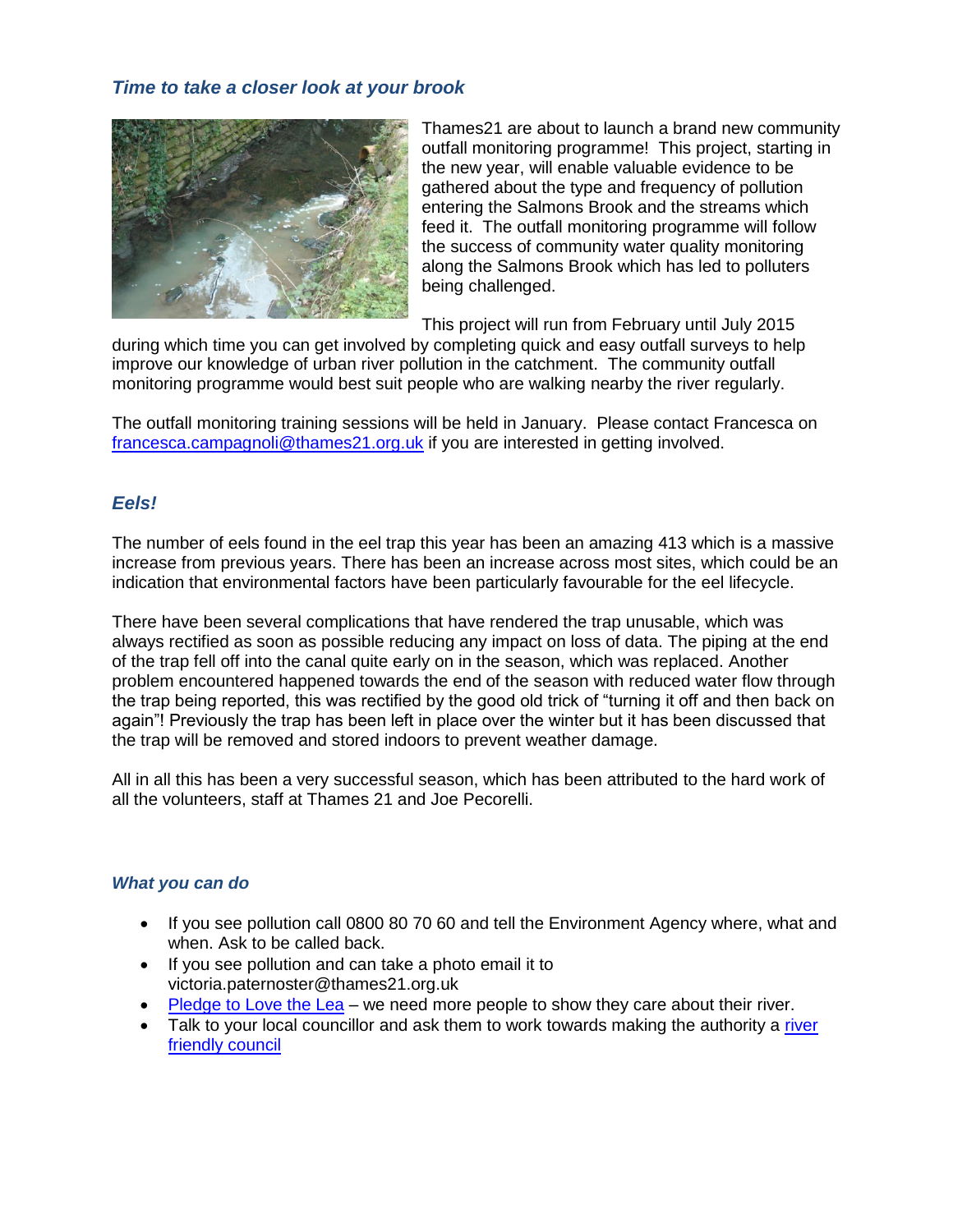### *Time to take a closer look at your brook*

Thames21 are about to launch a brand new community outfall monitoring programme! This project, starting in the new year, will enable valuable evidence to be gathered about the type and frequency of pollution entering the Salmons Brook and the streams which feed it. The outfall monitoring programme will follow the success of community water quality monitoring along the Salmons Brook which has led to polluters being challenged.

This project will run from February until July 2015 during which time you can get involved by completing quick and easy outfall surveys to help improve our knowledge of urban river pollution in the catchment. The community outfall monitoring programme would best suit people who are walking nearby the river regularly.

The outfall monitoring training sessions will be held in January. Please contact Francesca on [francesca.campagnoli@thames21.org.uk](mailto:francesca.campagnoli@thames21.org.uk) if you are interested in getting involved.

### *Eels!*

The number of eels found in the eel trap this year has been an amazing 413 which is a massive increase from previous years. There has been an increase across most sites, which could be an indication that environmental factors have been particularly favourable for the eel lifecycle.

There have been several complications that have rendered the trap unusable, which was always rectified as soon as possible reducing any impact on loss of data. The piping at the end of the trap fell off into the canal quite early on in the season, which was replaced. Another problem encountered happened towards the end of the season with reduced water flow through the trap being reported, this was rectified by the good old trick of "turning it off and then back on again"! Previously the trap has been left in place over the winter but it has been discussed that the trap will be removed and stored indoors to prevent weather damage.

All in all this has been a very successful season, which has been attributed to the hard work of all the volunteers, staff at Thames 21 and Joe Pecorelli.

### *What you can do*

- If you see pollution call 0800 80 70 60 and tell the Environment Agency where, what and when. Ask to be called back.
- If you see pollution and can take a photo email it to victoria.paternoster@thames21.org.uk
- Pledge to Love the Lea – we need more people to show they care about their river.
- Talk to your local councillor and ask them to work towards making the authority a river friendly council